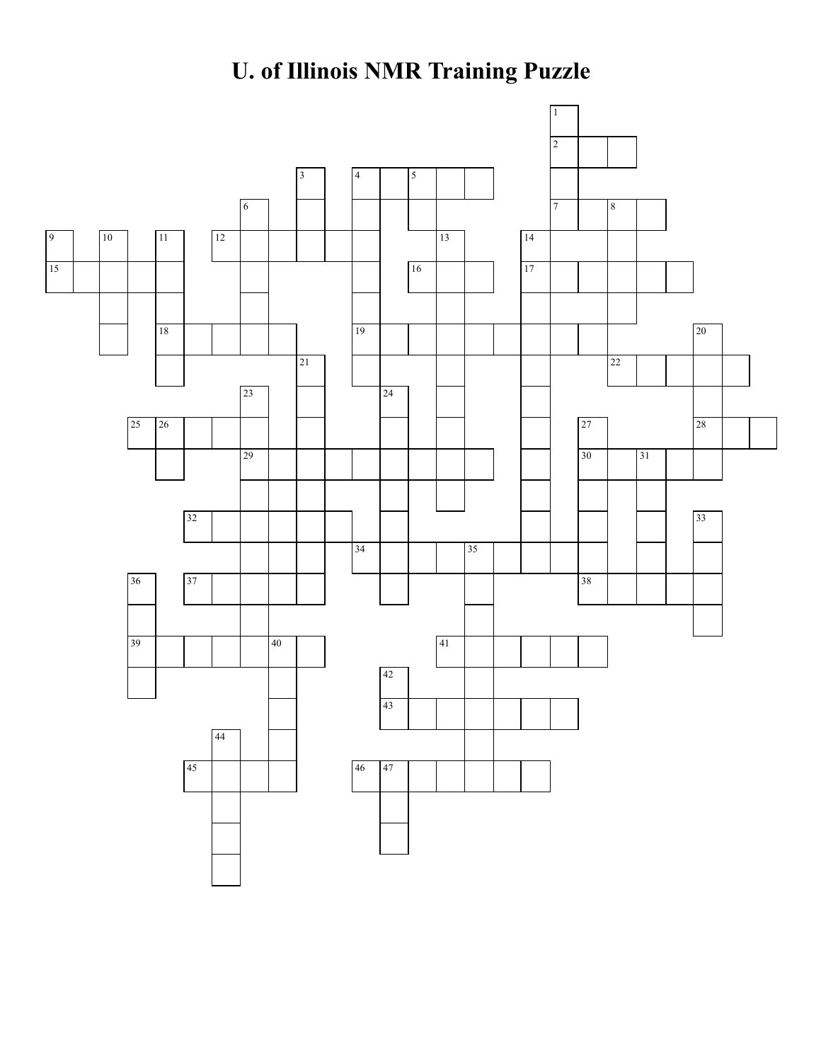# U. of Illinois NMR Training Puzzle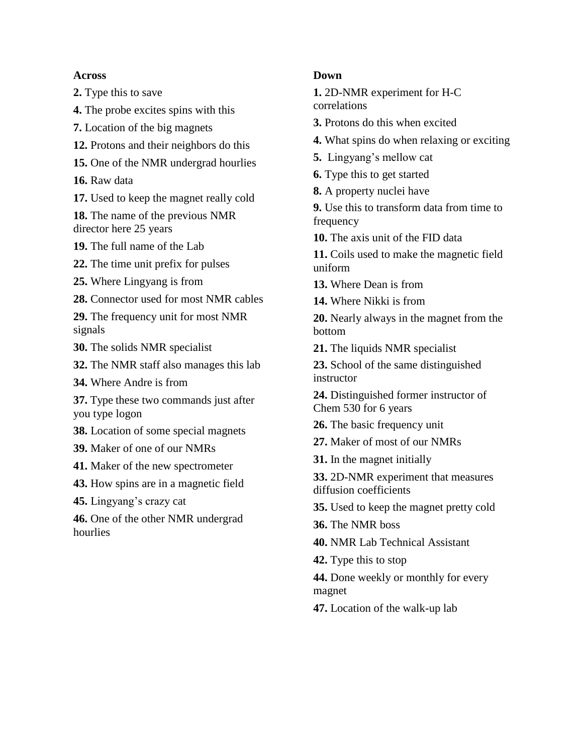## Across

**2.** Type this to save

**4.** The probe excites spins with this

**7.** Location of the big magnets

**12.** Protons and their neighbors do this

**15.** One of the NMR undergrad hourlies

**16.** Raw data

**17.** Used to keep the magnet really cold

**18.** The name of the previous NMR director here 25 years

**19.** The full name of the Lab

**22.** The time unit prefix for pulses

**25.** Where Lingyang is from

**28.** Connector used for most NMR cables

**29.** The frequency unit for most NMR signals

**30.** The solids NMR specialist

**32.** The NMR staff also manages this lab

**34.** Where Andre is from

**37.** Type these two commands just after you type logon

**38.** Location of some special magnets

**39.** Maker of one of our NMRs

**41.** Maker of the new spectrometer

**43.** How spins are in a magnetic field

**45.** Lingyang's crazy cat

**46.** One of the other NMR undergrad hourlies

## Down

**1.** 2D-NMR experiment for H-C correlations

**3.** Protons do this when excited

**4.** What spins do when relaxing or exciting

**5.** Lingyang's mellow cat

**6.** Type this to get started

**8.** A property nuclei have

**9.** Use this to transform data from time to frequency

**10.** The axis unit of the FID data

**11.** Coils used to make the magnetic field uniform

**13.** Where Dean is from

**14.** Where Nikki is from

**20.** Nearly always in the magnet from the bottom

**21.** The liquids NMR specialist

**23.** School of the same distinguished instructor

**24.** Distinguished former instructor of Chem 530 for 6 years

**26.** The basic frequency unit

**27.** Maker of most of our NMRs

**31.** In the magnet initially

**33.** 2D-NMR experiment that measures diffusion coefficients

**35.** Used to keep the magnet pretty cold

**36.** The NMR boss

**40.** NMR Lab Technical Assistant

**42.** Type this to stop

**44.** Done weekly or monthly for every magnet

**47.** Location of the walk-up lab